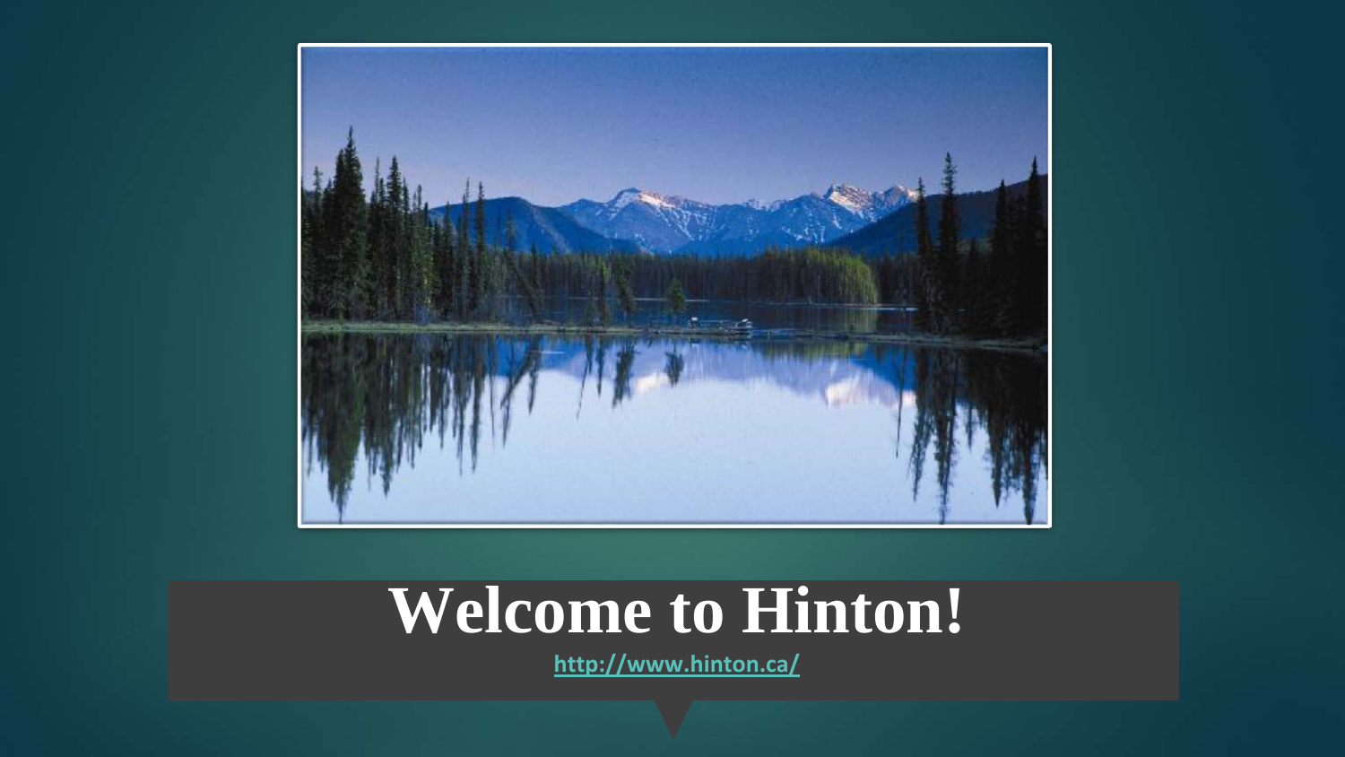# Welcome to Hinton!

http://www.hinton.ca/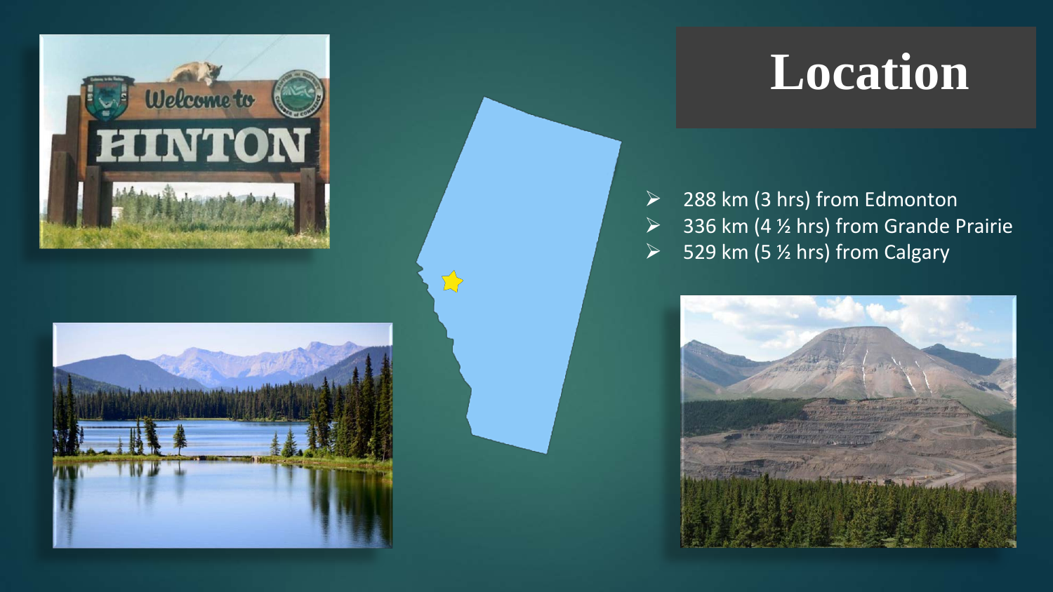# Location

- 288 km (3 hrs) from Edmonton
- 336 km (4 ½ hrs) from Grande Prairie
- 529 km (5 ½ hrs) from Calgary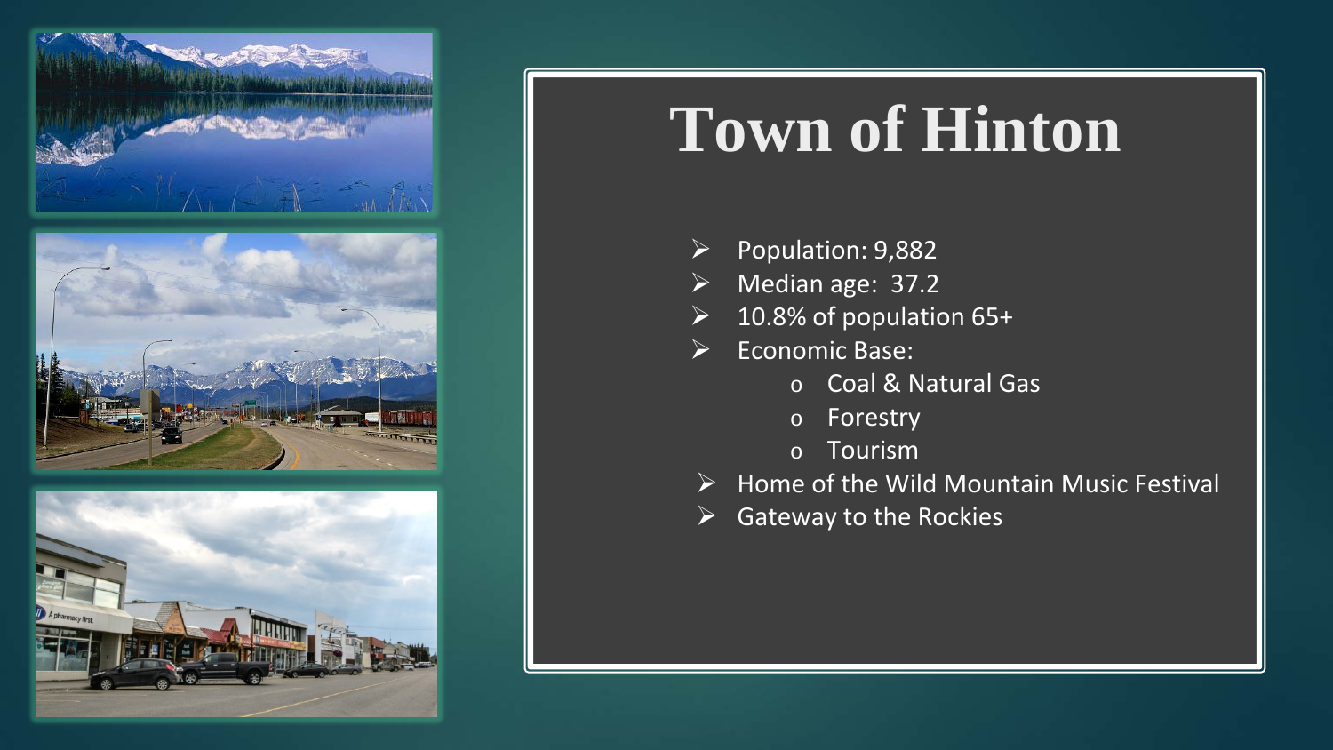# Town of Hinton

- Population: 9,882
- Median age: 37.2
- 10.8% of population 65+
- Economic Base:
  - Coal & Natural Gas
  - Forestry
  - Tourism
- Home of the Wild Mountain Music Festival
- Gateway to the Rockies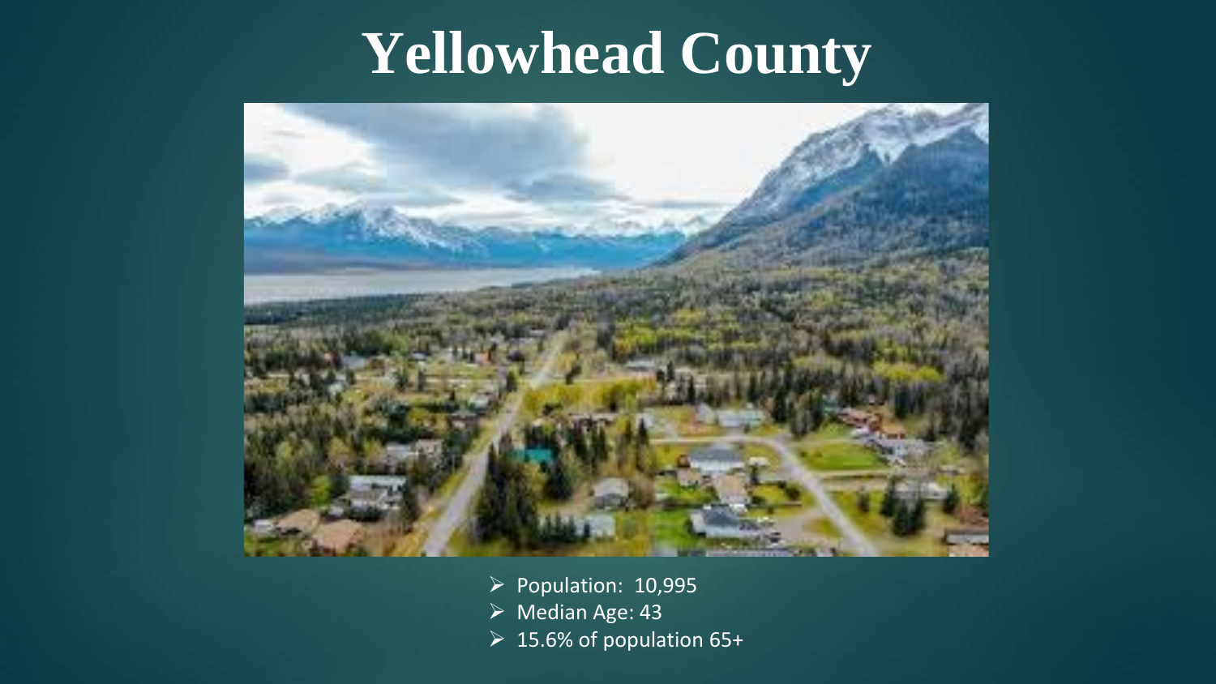# Yellowhead County

- Population: 10,995
- Median Age: 43
- 15.6% of population 65+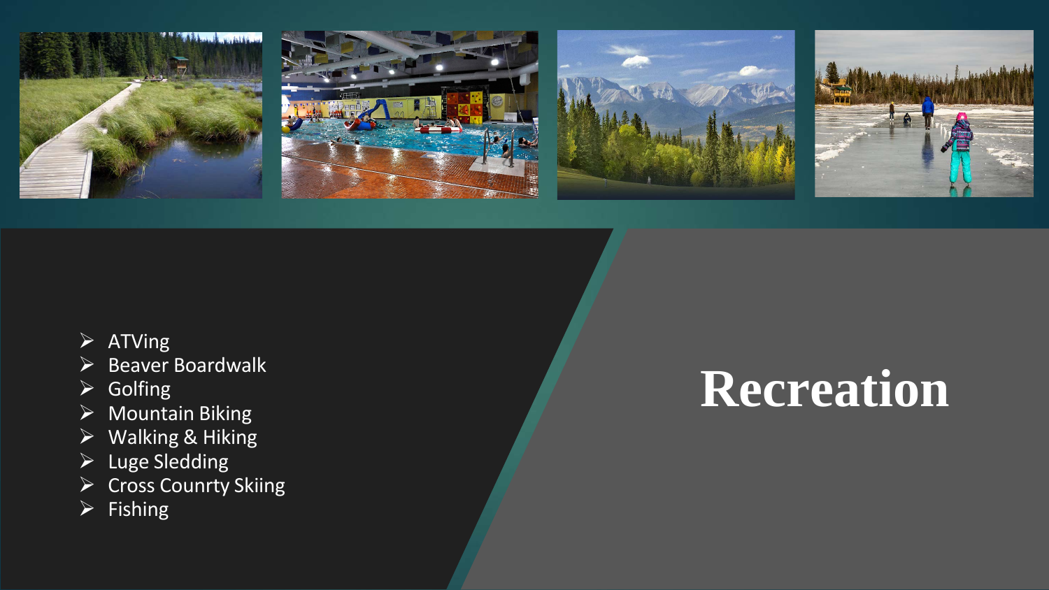# Recreation

- ATVing
- Beaver Boardwalk
- Golfing
- Mountain Biking
- Walking & Hiking
- Luge Sledding
- Cross Counrty Skiing
- Fishing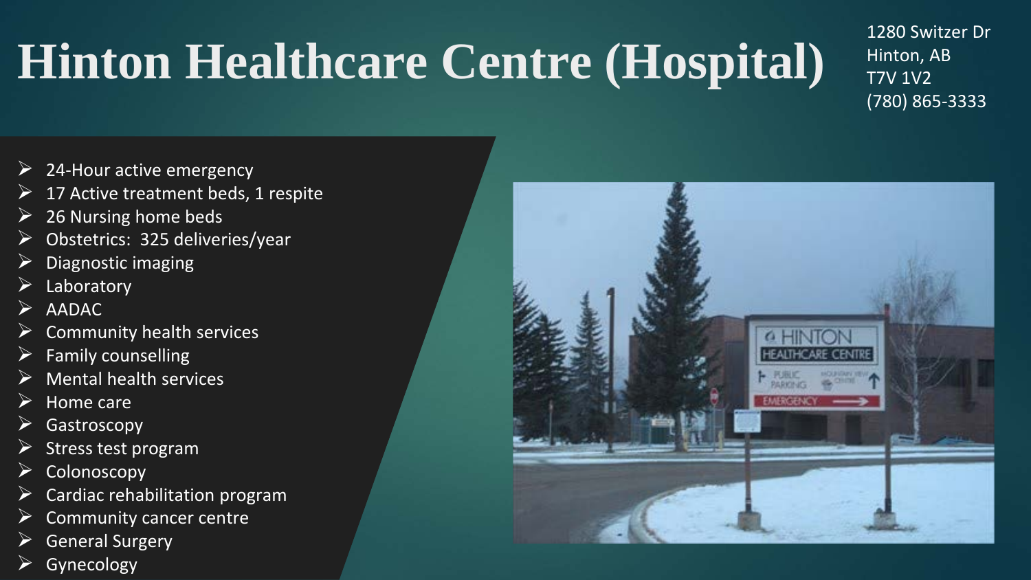# Hinton Healthcare Centre (Hospital)

1280 Switzer Dr
Hinton, AB
T7V 1V2
(780) 865-3333

- 24-Hour active emergency
- 17 Active treatment beds, 1 respite
- 26 Nursing home beds
- Obstetrics: 325 deliveries/year
- Diagnostic imaging
- Laboratory
- AADAC
- Community health services
- Family counselling
- Mental health services
- Home care
- Gastroscopy
- Stress test program
- Colonoscopy
- Cardiac rehabilitation program
- Community cancer centre
- General Surgery
- Gynecology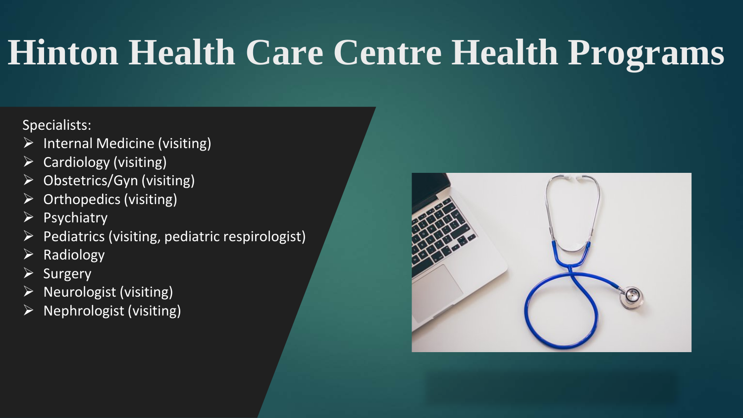# Hinton Health Care Centre Health Programs

Specialists:

- Internal Medicine (visiting)
- Cardiology (visiting)
- Obstetrics/Gyn (visiting)
- Orthopedics (visiting)
- Psychiatry
- Pediatrics (visiting, pediatric respirologist)
- Radiology
- Surgery
- Neurologist (visiting)
- Nephrologist (visiting)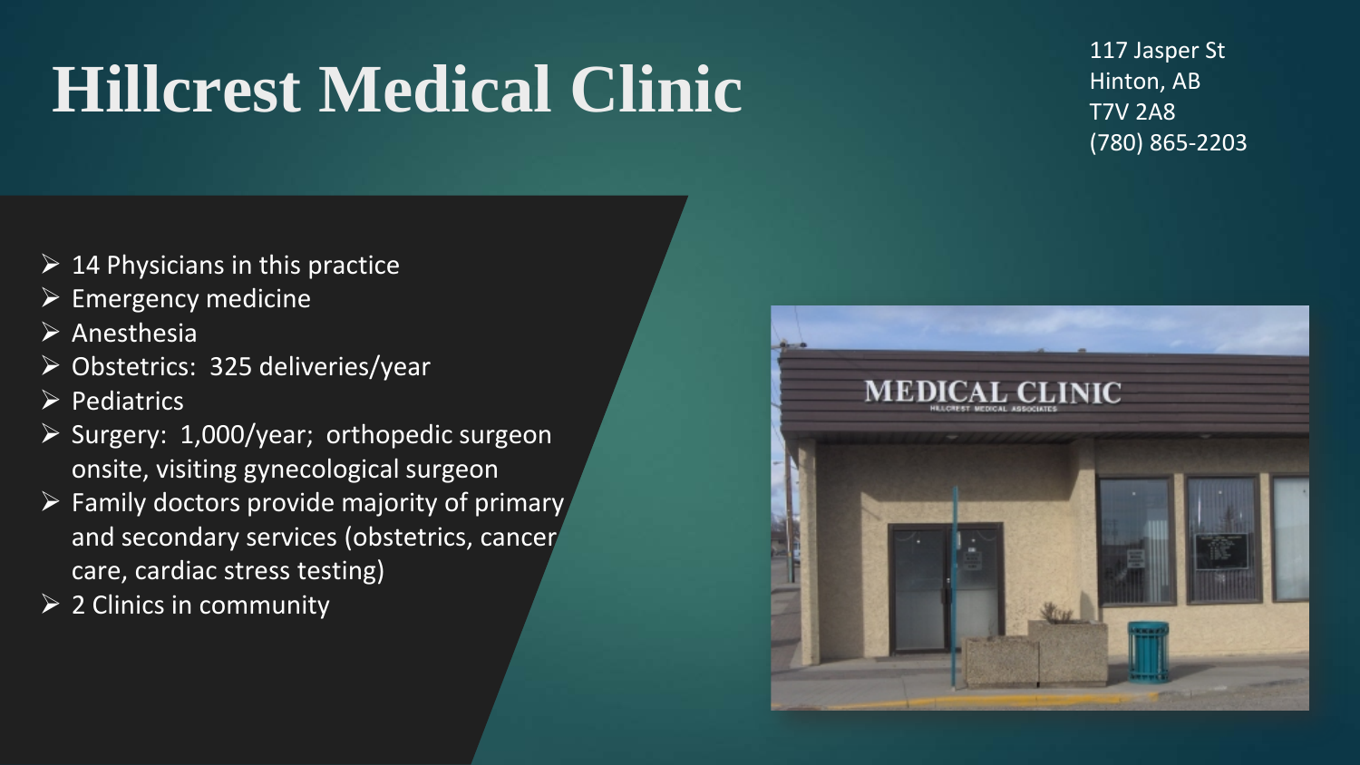# Hillcrest Medical Clinic

117 Jasper St
Hinton, AB
T7V 2A8
(780) 865-2203

- 14 Physicians in this practice
- Emergency medicine
- Anesthesia
- Obstetrics: 325 deliveries/year
- Pediatrics
- Surgery: 1,000/year; orthopedic surgeon onsite, visiting gynecological surgeon
- Family doctors provide majority of primary and secondary services (obstetrics, cancer care, cardiac stress testing)
- 2 Clinics in community